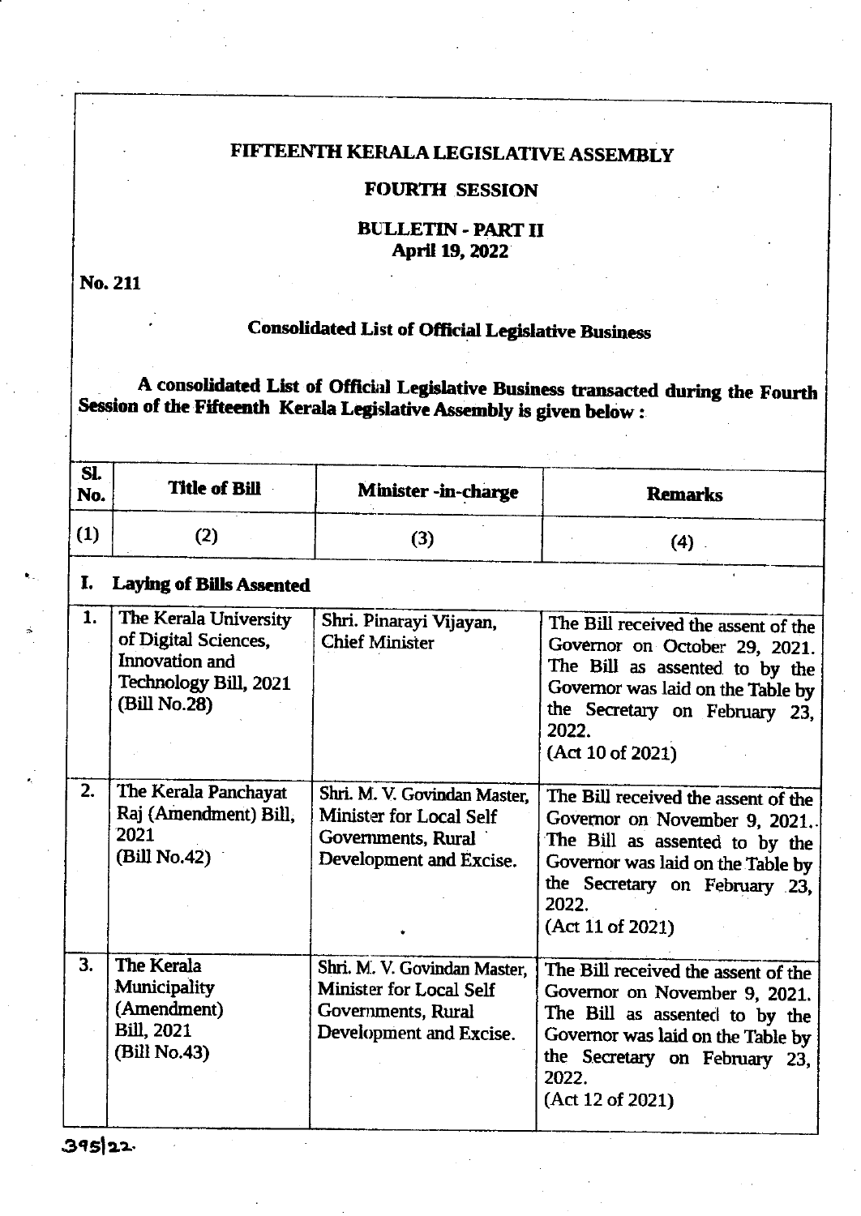# FIFTEENTH KERALA LEGISLATIVE ASSEMBLY

## FOURTH SESSION

## BULLETIN - PART II
**April 19, 2022**

**No. 211**

### Consolidated List of Official Legislative Business

**A consolidated List of Official Legislative Business transacted during the Fourth Session of the Fifteenth Kerala Legislative Assembly is given below :**

| Sl. No. | Title of Bill | Minister -in-charge | Remarks |
|---|---|---|---|
| (1) | (2) | (3) | (4) |
| **I.** | **Laying of Bills Assented** | | |
| 1. | The Kerala University of Digital Sciences, Innovation and Technology Bill, 2021 (Bill No.28) | Shri. Pinarayi Vijayan, Chief Minister | The Bill received the assent of the Governor on October 29, 2021. The Bill as assented to by the Governor was laid on the Table by the Secretary on February 23, 2022. (Act 10 of 2021) |
| 2. | The Kerala Panchayat Raj (Amendment) Bill, 2021 (Bill No.42) | Shri. M. V. Govindan Master, Minister for Local Self Governments, Rural Development and Excise. | The Bill received the assent of the Governor on November 9, 2021. The Bill as assented to by the Governor was laid on the Table by the Secretary on February 23, 2022. (Act 11 of 2021) |
| 3. | The Kerala Municipality (Amendment) Bill, 2021 (Bill No.43) | Shri. M. V. Govindan Master, Minister for Local Self Governments, Rural Development and Excise. | The Bill received the assent of the Governor on November 9, 2021. The Bill as assented to by the Governor was laid on the Table by the Secretary on February 23, 2022. (Act 12 of 2021) |

395|22.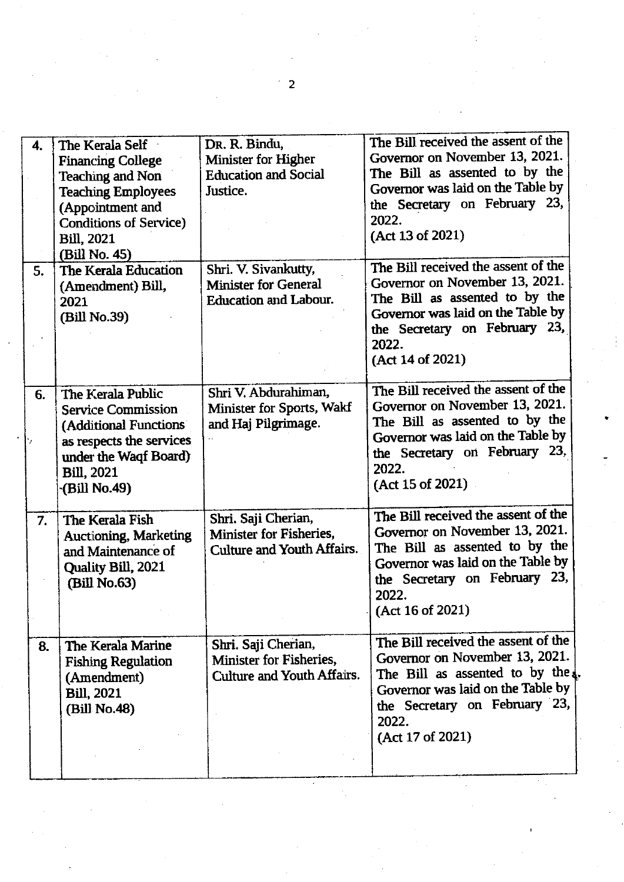| 4. | The Kerala Self Financing College Teaching and Non Teaching Employees (Appointment and Conditions of Service) Bill, 2021 (Bill No. 45) | Dr. R. Bindu, Minister for Higher Education and Social Justice. | The Bill received the assent of the Governor on November 13, 2021. The Bill as assented to by the Governor was laid on the Table by the Secretary on February 23, 2022. (Act 13 of 2021) |
|---|---|---|---|
| 5. | The Kerala Education (Amendment) Bill, 2021 (Bill No.39) | Shri. V. Sivankutty, Minister for General Education and Labour. | The Bill received the assent of the Governor on November 13, 2021. The Bill as assented to by the Governor was laid on the Table by the Secretary on February 23, 2022. (Act 14 of 2021) |
| 6. | The Kerala Public Service Commission (Additional Functions as respects the services under the Waqf Board) Bill, 2021 (Bill No.49) | Shri V. Abdurahiman, Minister for Sports, Wakf and Haj Pilgrimage. | The Bill received the assent of the Governor on November 13, 2021. The Bill as assented to by the Governor was laid on the Table by the Secretary on February 23, 2022. (Act 15 of 2021) |
| 7. | The Kerala Fish Auctioning, Marketing and Maintenance of Quality Bill, 2021 (Bill No.63) | Shri. Saji Cherian, Minister for Fisheries, Culture and Youth Affairs. | The Bill received the assent of the Governor on November 13, 2021. The Bill as assented to by the Governor was laid on the Table by the Secretary on February 23, 2022. (Act 16 of 2021) |
| 8. | The Kerala Marine Fishing Regulation (Amendment) Bill, 2021 (Bill No.48) | Shri. Saji Cherian, Minister for Fisheries, Culture and Youth Affairs. | The Bill received the assent of the Governor on November 13, 2021. The Bill as assented to by the Governor was laid on the Table by the Secretary on February 23, 2022. (Act 17 of 2021) |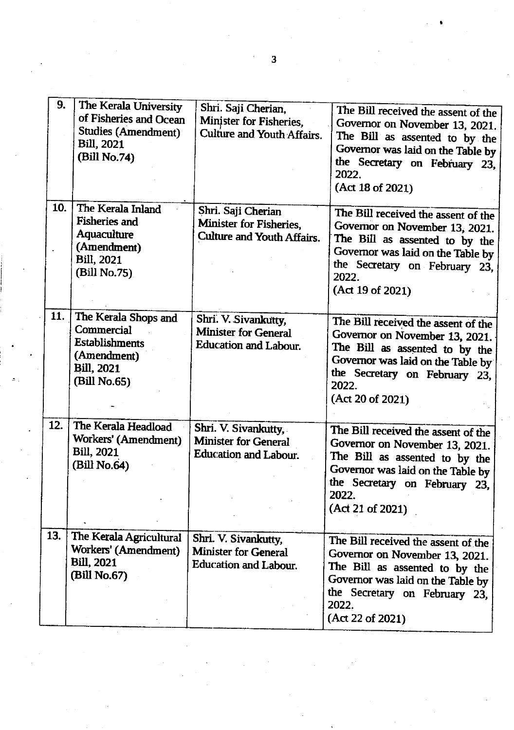| | | | |
|---|---|---|---|
| 9. | The Kerala University of Fisheries and Ocean Studies (Amendment) Bill, 2021 (Bill No.74) | Shri. Saji Cherian, Minister for Fisheries, Culture and Youth Affairs. | The Bill received the assent of the Governor on November 13, 2021. The Bill as assented to by the Governor was laid on the Table by the Secretary on February 23, 2022. (Act 18 of 2021) |
| 10. | The Kerala Inland Fisheries and Aquaculture (Amendment) Bill, 2021 (Bill No.75) | Shri. Saji Cherian Minister for Fisheries, Culture and Youth Affairs. | The Bill received the assent of the Governor on November 13, 2021. The Bill as assented to by the Governor was laid on the Table by the Secretary on February 23, 2022. (Act 19 of 2021) |
| 11. | The Kerala Shops and Commercial Establishments (Amendment) Bill, 2021 (Bill No.65) | Shri. V. Sivankutty, Minister for General Education and Labour. | The Bill received the assent of the Governor on November 13, 2021. The Bill as assented to by the Governor was laid on the Table by the Secretary on February 23, 2022. (Act 20 of 2021) |
| 12. | The Kerala Headload Workers' (Amendment) Bill, 2021 (Bill No.64) | Shri. V. Sivankutty, Minister for General Education and Labour. | The Bill received the assent of the Governor on November 13, 2021. The Bill as assented to by the Governor was laid on the Table by the Secretary on February 23, 2022. (Act 21 of 2021) |
| 13. | The Kerala Agricultural Workers' (Amendment) Bill, 2021 (Bill No.67) | Shri. V. Sivankutty, Minister for General Education and Labour. | The Bill received the assent of the Governor on November 13, 2021. The Bill as assented to by the Governor was laid on the Table by the Secretary on February 23, 2022. (Act 22 of 2021) |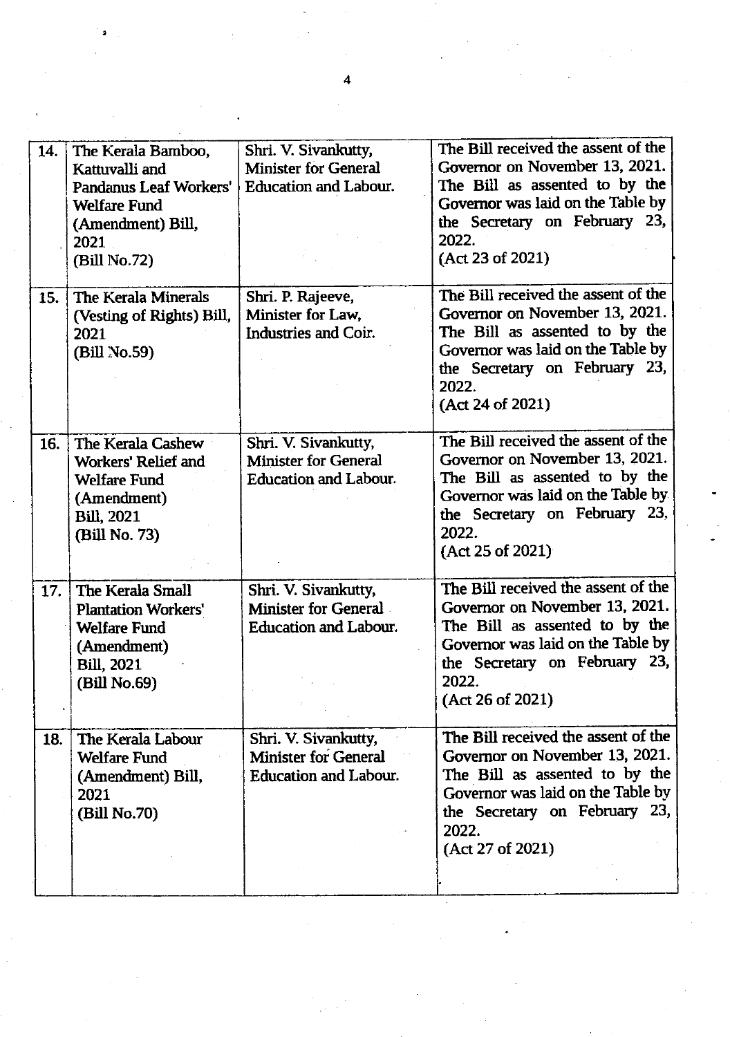| 14. | The Kerala Bamboo, Kattuvalli and Pandanus Leaf Workers' Welfare Fund (Amendment) Bill, 2021 (Bill No.72) | Shri. V. Sivankutty, Minister for General Education and Labour. | The Bill received the assent of the Governor on November 13, 2021. The Bill as assented to by the Governor was laid on the Table by the Secretary on February 23, 2022. (Act 23 of 2021) |
|---|---|---|---|
| 15. | The Kerala Minerals (Vesting of Rights) Bill, 2021 (Bill No.59) | Shri. P. Rajeeve, Minister for Law, Industries and Coir. | The Bill received the assent of the Governor on November 13, 2021. The Bill as assented to by the Governor was laid on the Table by the Secretary on February 23, 2022. (Act 24 of 2021) |
| 16. | The Kerala Cashew Workers' Relief and Welfare Fund (Amendment) Bill, 2021 (Bill No. 73) | Shri. V. Sivankutty, Minister for General Education and Labour. | The Bill received the assent of the Governor on November 13, 2021. The Bill as assented to by the Governor was laid on the Table by the Secretary on February 23, 2022. (Act 25 of 2021) |
| 17. | The Kerala Small Plantation Workers' Welfare Fund (Amendment) Bill, 2021 (Bill No.69) | Shri. V. Sivankutty, Minister for General Education and Labour. | The Bill received the assent of the Governor on November 13, 2021. The Bill as assented to by the Governor was laid on the Table by the Secretary on February 23, 2022. (Act 26 of 2021) |
| 18. | The Kerala Labour Welfare Fund (Amendment) Bill, 2021 (Bill No.70) | Shri. V. Sivankutty, Minister for General Education and Labour. | The Bill received the assent of the Governor on November 13, 2021. The Bill as assented to by the Governor was laid on the Table by the Secretary on February 23, 2022. (Act 27 of 2021) |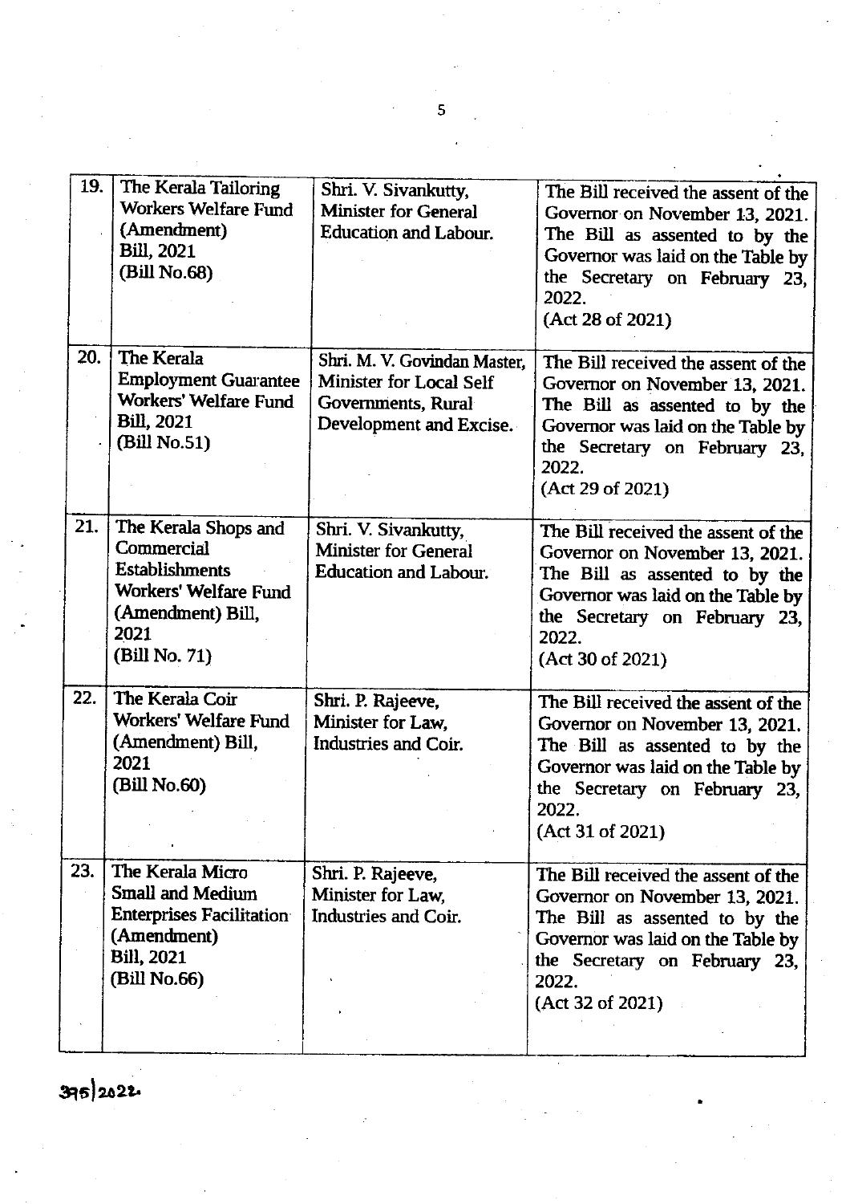| 19. | The Kerala Tailoring Workers Welfare Fund (Amendment) Bill, 2021 (Bill No.68) | Shri. V. Sivankutty, Minister for General Education and Labour. | The Bill received the assent of the Governor on November 13, 2021. The Bill as assented to by the Governor was laid on the Table by the Secretary on February 23, 2022. (Act 28 of 2021) |
|---|---|---|---|
| 20. | The Kerala Employment Guarantee Workers' Welfare Fund Bill, 2021 (Bill No.51) | Shri. M. V. Govindan Master, Minister for Local Self Governments, Rural Development and Excise. | The Bill received the assent of the Governor on November 13, 2021. The Bill as assented to by the Governor was laid on the Table by the Secretary on February 23, 2022. (Act 29 of 2021) |
| 21. | The Kerala Shops and Commercial Establishments Workers' Welfare Fund (Amendment) Bill, 2021 (Bill No. 71) | Shri. V. Sivankutty, Minister for General Education and Labour. | The Bill received the assent of the Governor on November 13, 2021. The Bill as assented to by the Governor was laid on the Table by the Secretary on February 23, 2022. (Act 30 of 2021) |
| 22. | The Kerala Coir Workers' Welfare Fund (Amendment) Bill, 2021 (Bill No.60) | Shri. P. Rajeeve, Minister for Law, Industries and Coir. | The Bill received the assent of the Governor on November 13, 2021. The Bill as assented to by the Governor was laid on the Table by the Secretary on February 23, 2022. (Act 31 of 2021) |
| 23. | The Kerala Micro Small and Medium Enterprises Facilitation (Amendment) Bill, 2021 (Bill No.66) | Shri. P. Rajeeve, Minister for Law, Industries and Coir. | The Bill received the assent of the Governor on November 13, 2021. The Bill as assented to by the Governor was laid on the Table by the Secretary on February 23, 2022. (Act 32 of 2021) |

395/2022.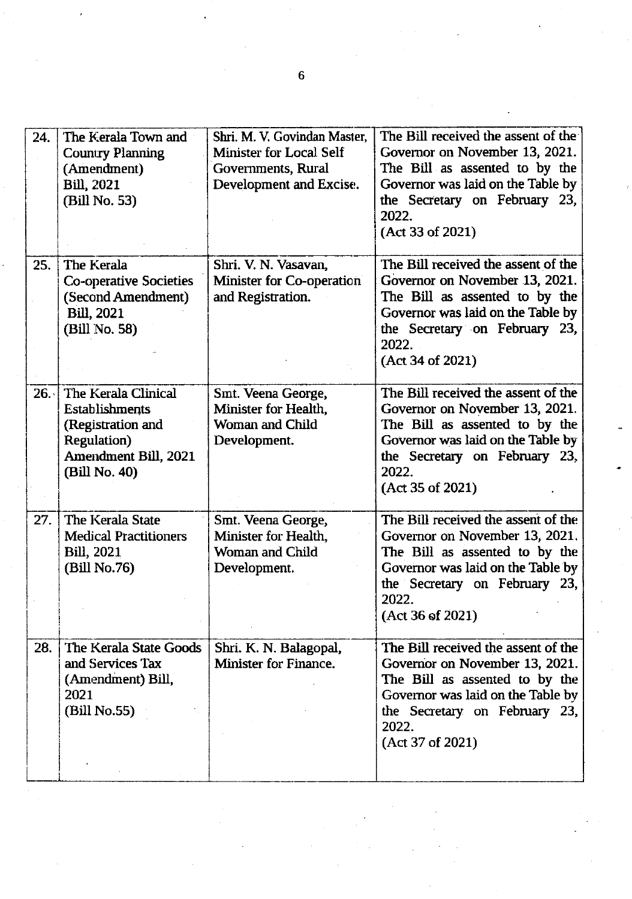| 24. | The Kerala Town and Country Planning (Amendment) Bill, 2021 (Bill No. 53) | Shri. M. V. Govindan Master, Minister for Local Self Governments, Rural Development and Excise. | The Bill received the assent of the Governor on November 13, 2021. The Bill as assented to by the Governor was laid on the Table by the Secretary on February 23, 2022. (Act 33 of 2021) |
|---|---|---|---|
| 25. | The Kerala Co-operative Societies (Second Amendment) Bill, 2021 (Bill No. 58) | Shri. V. N. Vasavan, Minister for Co-operation and Registration. | The Bill received the assent of the Governor on November 13, 2021. The Bill as assented to by the Governor was laid on the Table by the Secretary on February 23, 2022. (Act 34 of 2021) |
| 26. | The Kerala Clinical Establishments (Registration and Regulation) Amendment Bill, 2021 (Bill No. 40) | Smt. Veena George, Minister for Health, Woman and Child Development. | The Bill received the assent of the Governor on November 13, 2021. The Bill as assented to by the Governor was laid on the Table by the Secretary on February 23, 2022. (Act 35 of 2021) |
| 27. | The Kerala State Medical Practitioners Bill, 2021 (Bill No.76) | Smt. Veena George, Minister for Health, Woman and Child Development. | The Bill received the assent of the Governor on November 13, 2021. The Bill as assented to by the Governor was laid on the Table by the Secretary on February 23, 2022. (Act 36 of 2021) |
| 28. | The Kerala State Goods and Services Tax (Amendment) Bill, 2021 (Bill No.55) | Shri. K. N. Balagopal, Minister for Finance. | The Bill received the assent of the Governor on November 13, 2021. The Bill as assented to by the Governor was laid on the Table by the Secretary on February 23, 2022. (Act 37 of 2021) |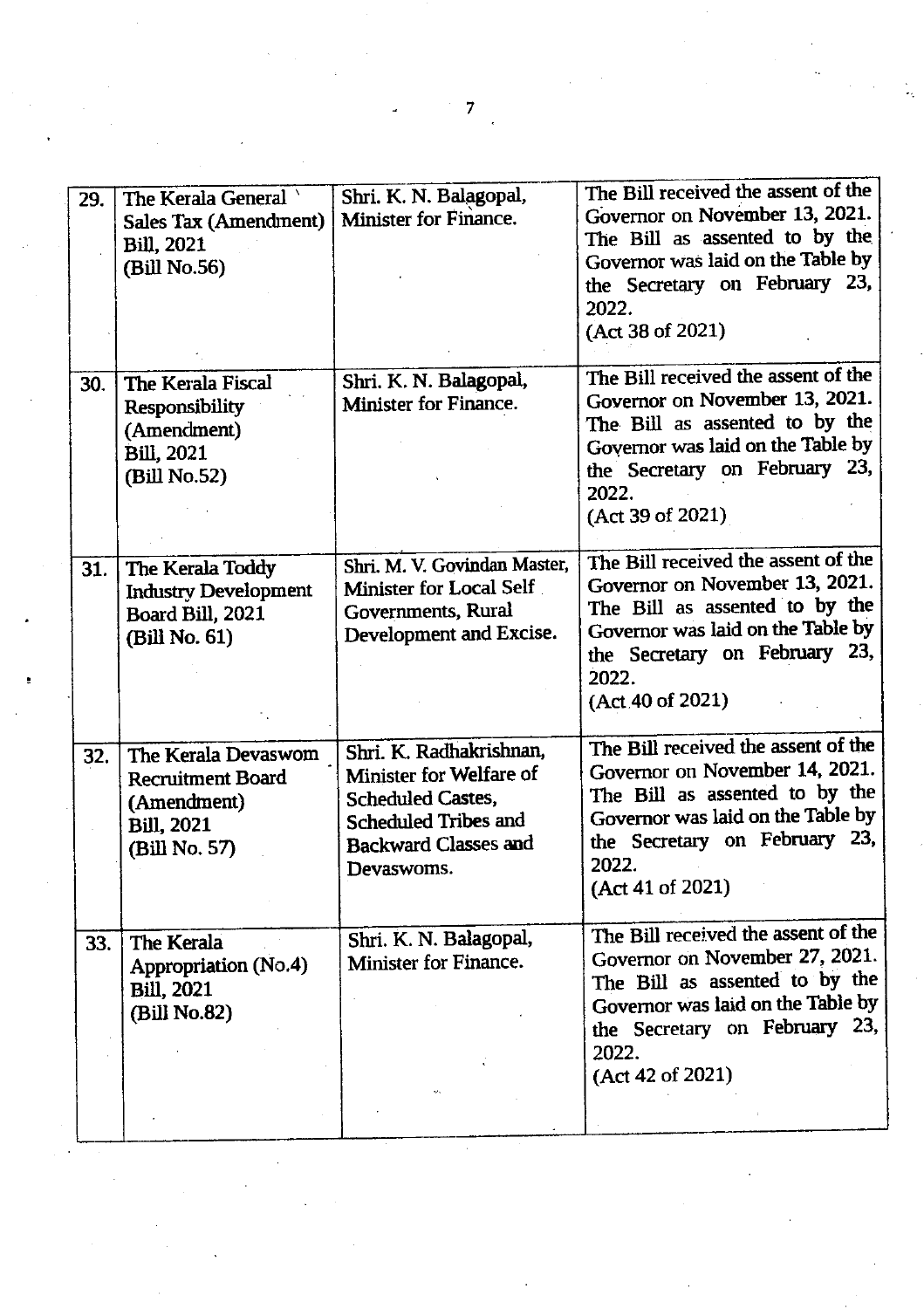| 29. | The Kerala General Sales Tax (Amendment) Bill, 2021 (Bill No.56) | Shri. K. N. Balagopal, Minister for Finance. | The Bill received the assent of the Governor on November 13, 2021. The Bill as assented to by the Governor was laid on the Table by the Secretary on February 23, 2022. (Act 38 of 2021) |
|---|---|---|---|
| 30. | The Kerala Fiscal Responsibility (Amendment) Bill, 2021 (Bill No.52) | Shri. K. N. Balagopal, Minister for Finance. | The Bill received the assent of the Governor on November 13, 2021. The Bill as assented to by the Governor was laid on the Table by the Secretary on February 23, 2022. (Act 39 of 2021) |
| 31. | The Kerala Toddy Industry Development Board Bill, 2021 (Bill No. 61) | Shri. M. V. Govindan Master, Minister for Local Self Governments, Rural Development and Excise. | The Bill received the assent of the Governor on November 13, 2021. The Bill as assented to by the Governor was laid on the Table by the Secretary on February 23, 2022. (Act 40 of 2021) |
| 32. | The Kerala Devaswom Recruitment Board (Amendment) Bill, 2021 (Bill No. 57) | Shri. K. Radhakrishnan, Minister for Welfare of Scheduled Castes, Scheduled Tribes and Backward Classes and Devaswoms. | The Bill received the assent of the Governor on November 14, 2021. The Bill as assented to by the Governor was laid on the Table by the Secretary on February 23, 2022. (Act 41 of 2021) |
| 33. | The Kerala Appropriation (No.4) Bill, 2021 (Bill No.82) | Shri. K. N. Balagopal, Minister for Finance. | The Bill received the assent of the Governor on November 27, 2021. The Bill as assented to by the Governor was laid on the Table by the Secretary on February 23, 2022. (Act 42 of 2021) |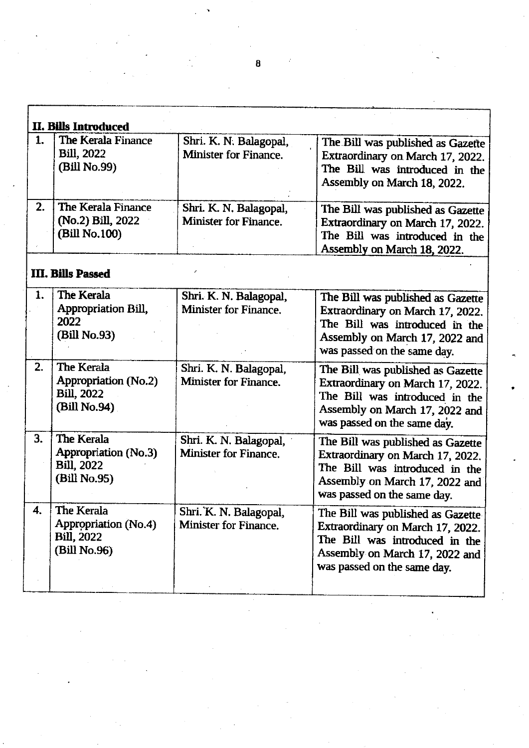| | | | |
|---|---|---|---|
| **II. Bills Introduced** | | | |
| 1. | The Kerala Finance Bill, 2022 (Bill No.99) | Shri. K. N. Balagopal, Minister for Finance. | The Bill was published as Gazette Extraordinary on March 17, 2022. The Bill was introduced in the Assembly on March 18, 2022. |
| 2. | The Kerala Finance (No.2) Bill, 2022 (Bill No.100) | Shri. K. N. Balagopal, Minister for Finance. | The Bill was published as Gazette Extraordinary on March 17, 2022. The Bill was introduced in the Assembly on March 18, 2022. |
| **III. Bills Passed** | | | |
| 1. | The Kerala Appropriation Bill, 2022 (Bill No.93) | Shri. K. N. Balagopal, Minister for Finance. | The Bill was published as Gazette Extraordinary on March 17, 2022. The Bill was introduced in the Assembly on March 17, 2022 and was passed on the same day. |
| 2. | The Kerala Appropriation (No.2) Bill, 2022 (Bill No.94) | Shri. K. N. Balagopal, Minister for Finance. | The Bill was published as Gazette Extraordinary on March 17, 2022. The Bill was introduced in the Assembly on March 17, 2022 and was passed on the same day. |
| 3. | The Kerala Appropriation (No.3) Bill, 2022 (Bill No.95) | Shri. K. N. Balagopal, Minister for Finance. | The Bill was published as Gazette Extraordinary on March 17, 2022. The Bill was introduced in the Assembly on March 17, 2022 and was passed on the same day. |
| 4. | The Kerala Appropriation (No.4) Bill, 2022 (Bill No.96) | Shri. K. N. Balagopal, Minister for Finance. | The Bill was published as Gazette Extraordinary on March 17, 2022. The Bill was introduced in the Assembly on March 17, 2022 and was passed on the same day. |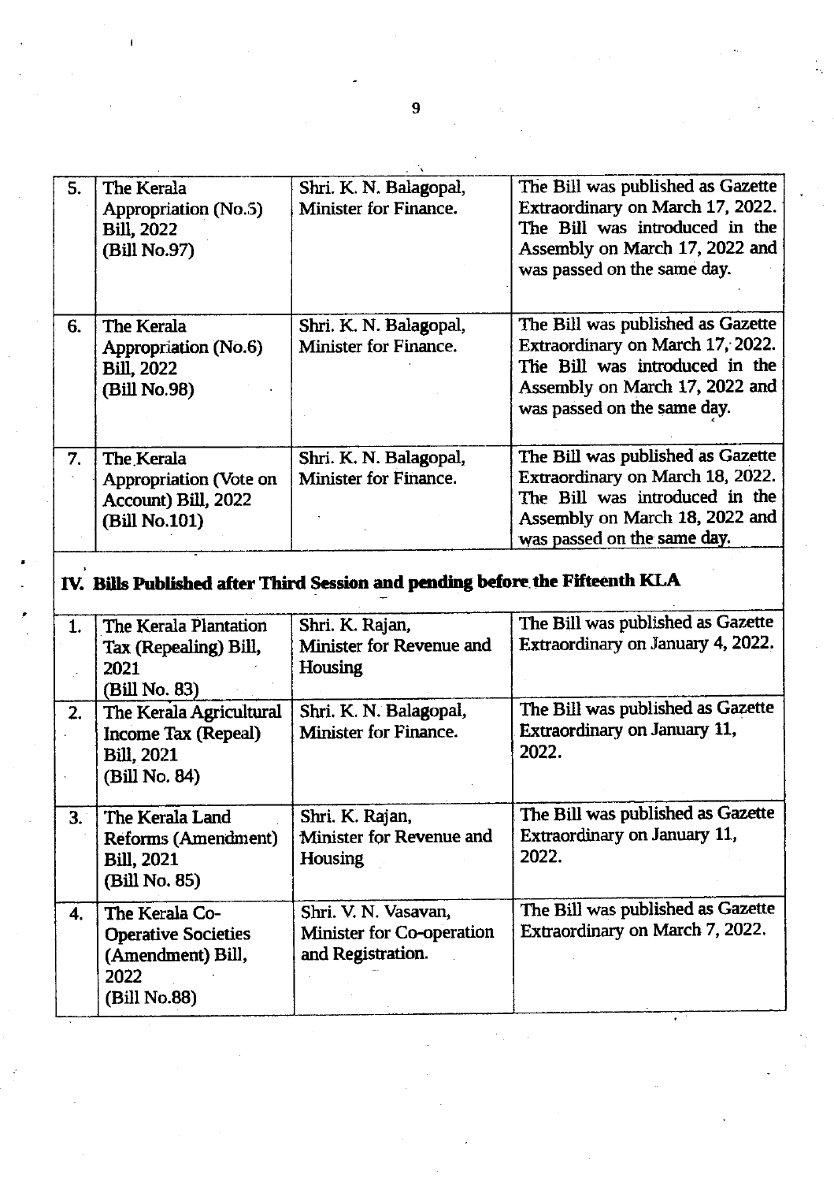| 5. | The Kerala Appropriation (No.5) Bill, 2022 (Bill No.97) | Shri. K. N. Balagopal, Minister for Finance. | The Bill was published as Gazette Extraordinary on March 17, 2022. The Bill was introduced in the Assembly on March 17, 2022 and was passed on the same day. |
|---|---|---|---|
| 6. | The Kerala Appropriation (No.6) Bill, 2022 (Bill No.98) | Shri. K. N. Balagopal, Minister for Finance. | The Bill was published as Gazette Extraordinary on March 17, 2022. The Bill was introduced in the Assembly on March 17, 2022 and was passed on the same day. |
| 7. | The Kerala Appropriation (Vote on Account) Bill, 2022 (Bill No.101) | Shri. K. N. Balagopal, Minister for Finance. | The Bill was published as Gazette Extraordinary on March 18, 2022. The Bill was introduced in the Assembly on March 18, 2022 and was passed on the same day. |

## IV. Bills Published after Third Session and pending before the Fifteenth KLA

| 1. | The Kerala Plantation Tax (Repealing) Bill, 2021 (Bill No. 83) | Shri. K. Rajan, Minister for Revenue and Housing | The Bill was published as Gazette Extraordinary on January 4, 2022. |
|---|---|---|---|
| 2. | The Kerala Agricultural Income Tax (Repeal) Bill, 2021 (Bill No. 84) | Shri. K. N. Balagopal, Minister for Finance. | The Bill was published as Gazette Extraordinary on January 11, 2022. |
| 3. | The Kerala Land Reforms (Amendment) Bill, 2021 (Bill No. 85) | Shri. K. Rajan, Minister for Revenue and Housing | The Bill was published as Gazette Extraordinary on January 11, 2022. |
| 4. | The Kerala Co-Operative Societies (Amendment) Bill, 2022 (Bill No.88) | Shri. V. N. Vasavan, Minister for Co-operation and Registration. | The Bill was published as Gazette Extraordinary on March 7, 2022. |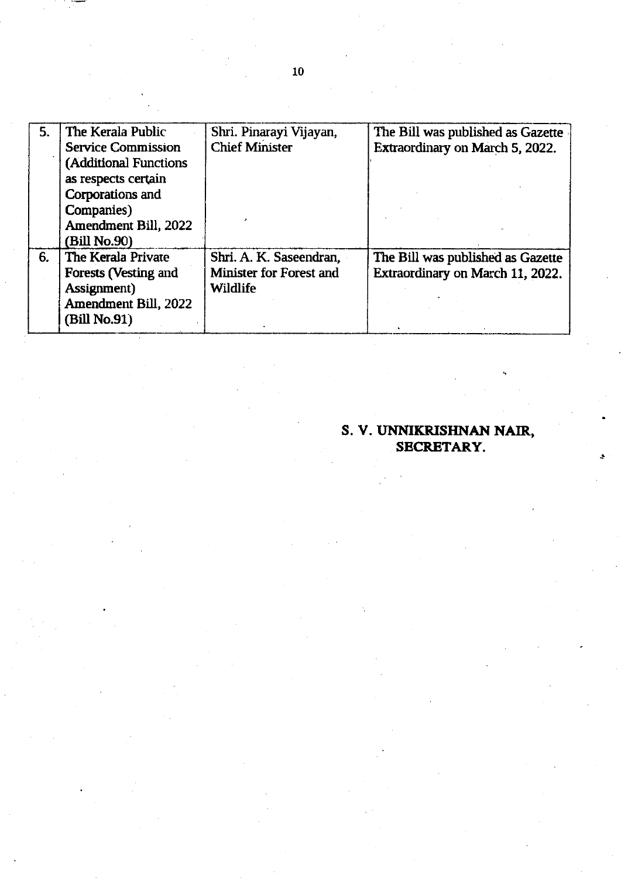| | | | |
|---|---|---|---|
| 5. | The Kerala Public Service Commission (Additional Functions as respects certain Corporations and Companies) Amendment Bill, 2022 (Bill No.90) | Shri. Pinarayi Vijayan, Chief Minister | The Bill was published as Gazette Extraordinary on March 5, 2022. |
| 6. | The Kerala Private Forests (Vesting and Assignment) Amendment Bill, 2022 (Bill No.91) | Shri. A. K. Saseendran, Minister for Forest and Wildlife | The Bill was published as Gazette Extraordinary on March 11, 2022. |

**S. V. UNNIKRISHNAN NAIR,**
**SECRETARY.**